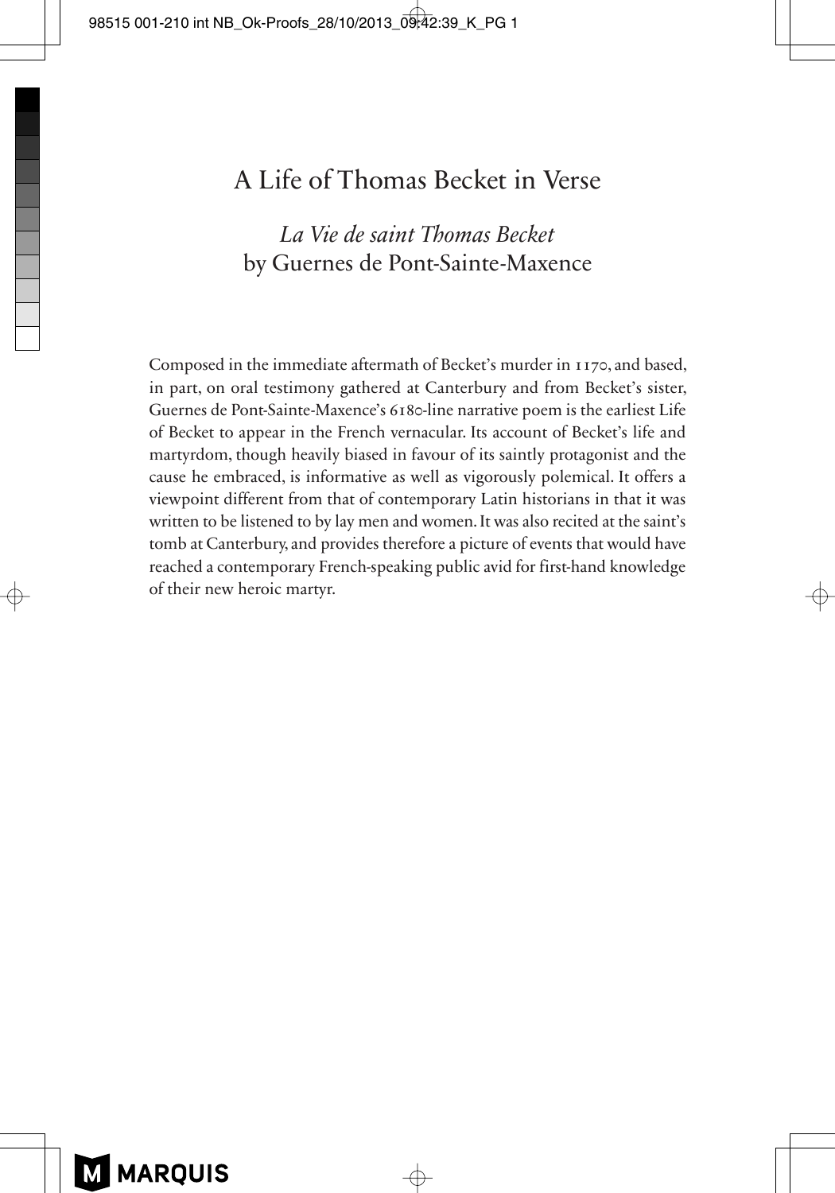# A Life of Thomas Becket in Verse

## *La Vie de saint Thomas Becket* by Guernes de Pont-Sainte-Maxence

Composed in the immediate aftermath of Becket's murder in 1170, and based, in part, on oral testimony gathered at Canterbury and from Becket's sister, Guernes de Pont-Sainte-Maxence's 6180-line narrative poem is the earliest Life of Becket to appear in the French vernacular. Its account of Becket's life and martyrdom, though heavily biased in favour of its saintly protagonist and the cause he embraced, is informative as well as vigorously polemical. It offers a viewpoint different from that of contemporary Latin historians in that it was written to be listened to by lay men and women. It was also recited at the saint's tomb at Canterbury, and provides therefore a picture of events that would have reached a contemporary French-speaking public avid for first-hand knowledge of their new heroic martyr.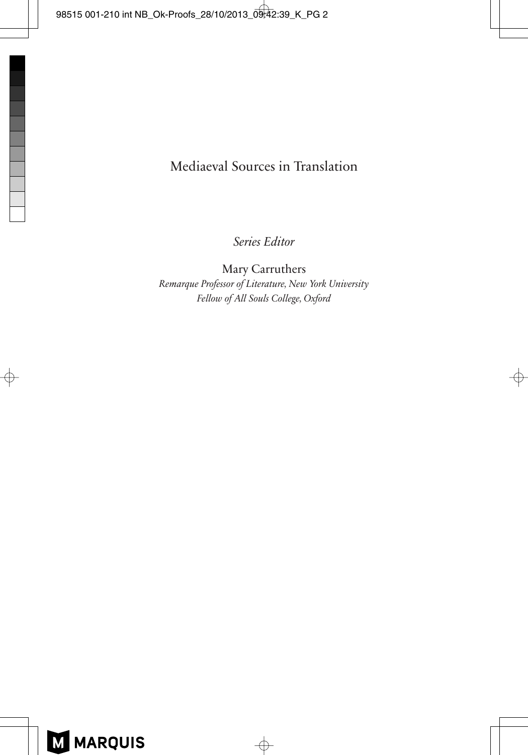# Mediaeval Sources in Translation

*Series Editor*

Mary Carruthers
*Remarque Professor of Literature, New York University*
*Fellow of All Souls College, Oxford*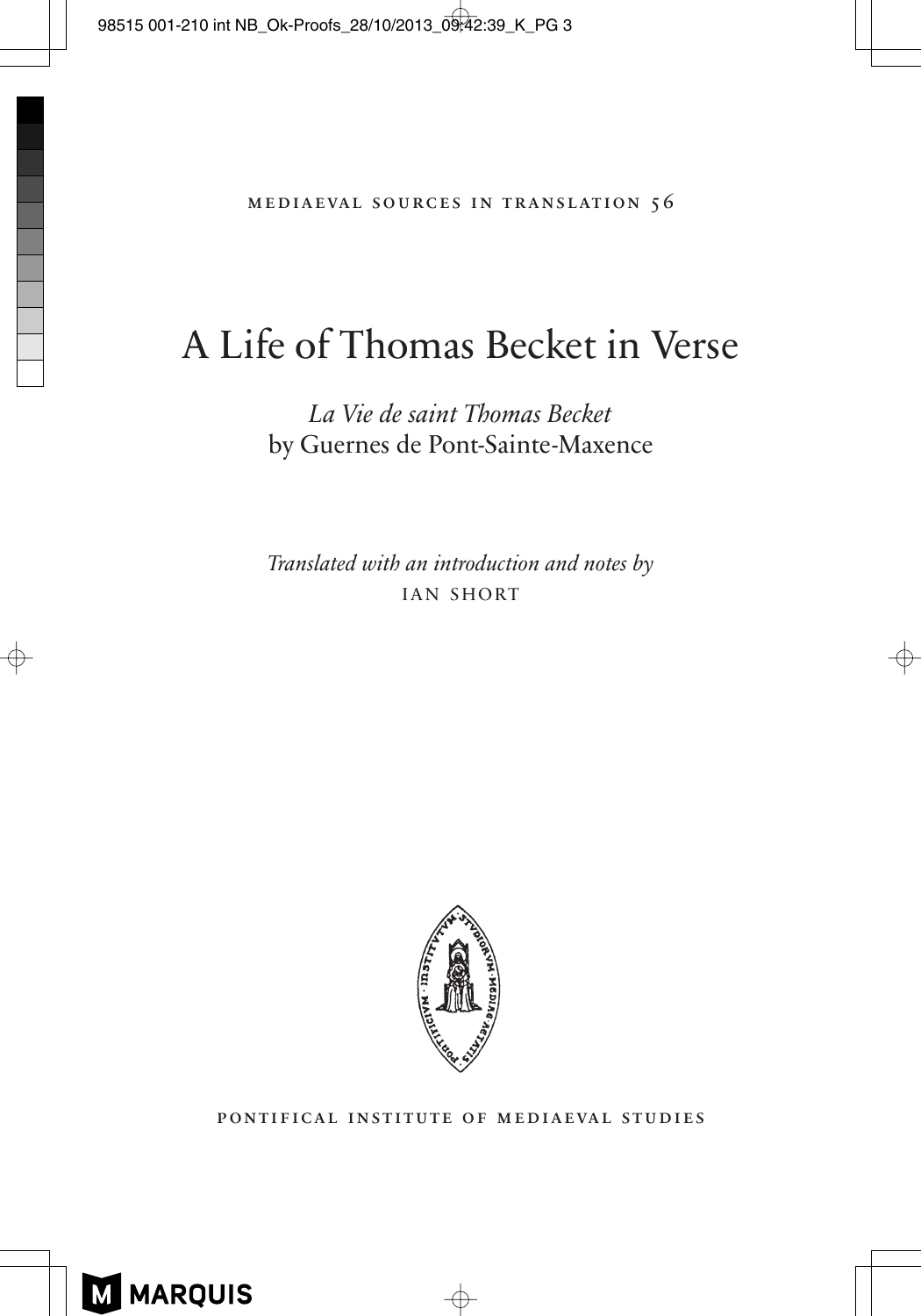MEDIAEVAL SOURCES IN TRANSLATION 56

# A Life of Thomas Becket in Verse

*La Vie de saint Thomas Becket*
by Guernes de Pont-Sainte-Maxence

*Translated with an introduction and notes by*
IAN SHORT

PONTIFICAL INSTITUTE OF MEDIAEVAL STUDIES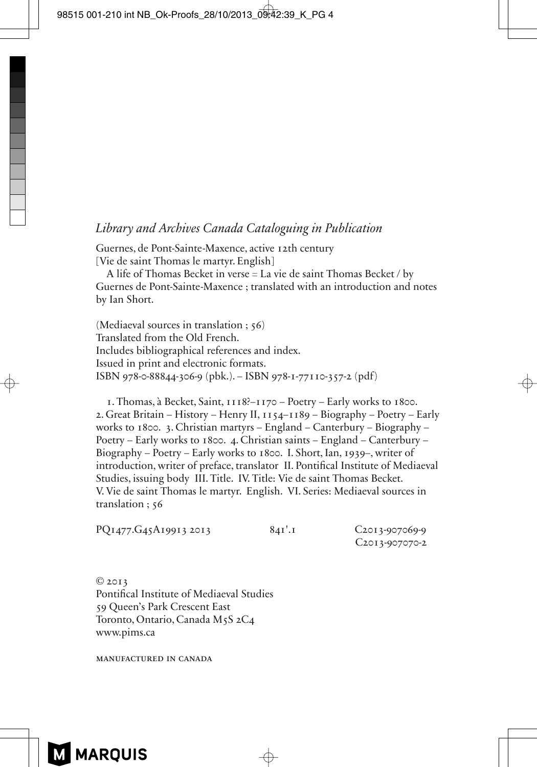*Library and Archives Canada Cataloguing in Publication*

Guernes, de Pont-Sainte-Maxence, active 12th century
[Vie de saint Thomas le martyr. English]
A life of Thomas Becket in verse = La vie de saint Thomas Becket / by Guernes de Pont-Sainte-Maxence ; translated with an introduction and notes by Ian Short.

(Mediaeval sources in translation ; 56)
Translated from the Old French.
Includes bibliographical references and index.
Issued in print and electronic formats.
ISBN 978-0-88844-306-9 (pbk.). – ISBN 978-1-77110-357-2 (pdf)

1. Thomas, à Becket, Saint, 1118?–1170 – Poetry – Early works to 1800. 2. Great Britain – History – Henry II, 1154–1189 – Biography – Poetry – Early works to 1800. 3. Christian martyrs – England – Canterbury – Biography – Poetry – Early works to 1800. 4. Christian saints – England – Canterbury – Biography – Poetry – Early works to 1800. I. Short, Ian, 1939–, writer of introduction, writer of preface, translator II. Pontifical Institute of Mediaeval Studies, issuing body III. Title. IV. Title: Vie de saint Thomas Becket. V. Vie de saint Thomas le martyr. English. VI. Series: Mediaeval sources in translation ; 56

PQ1477.G45A19913 2013 841'.1 C2013-907069-9
C2013-907070-2

© 2013
Pontifical Institute of Mediaeval Studies
59 Queen's Park Crescent East
Toronto, Ontario, Canada M5S 2C4
www.pims.ca

MANUFACTURED IN CANADA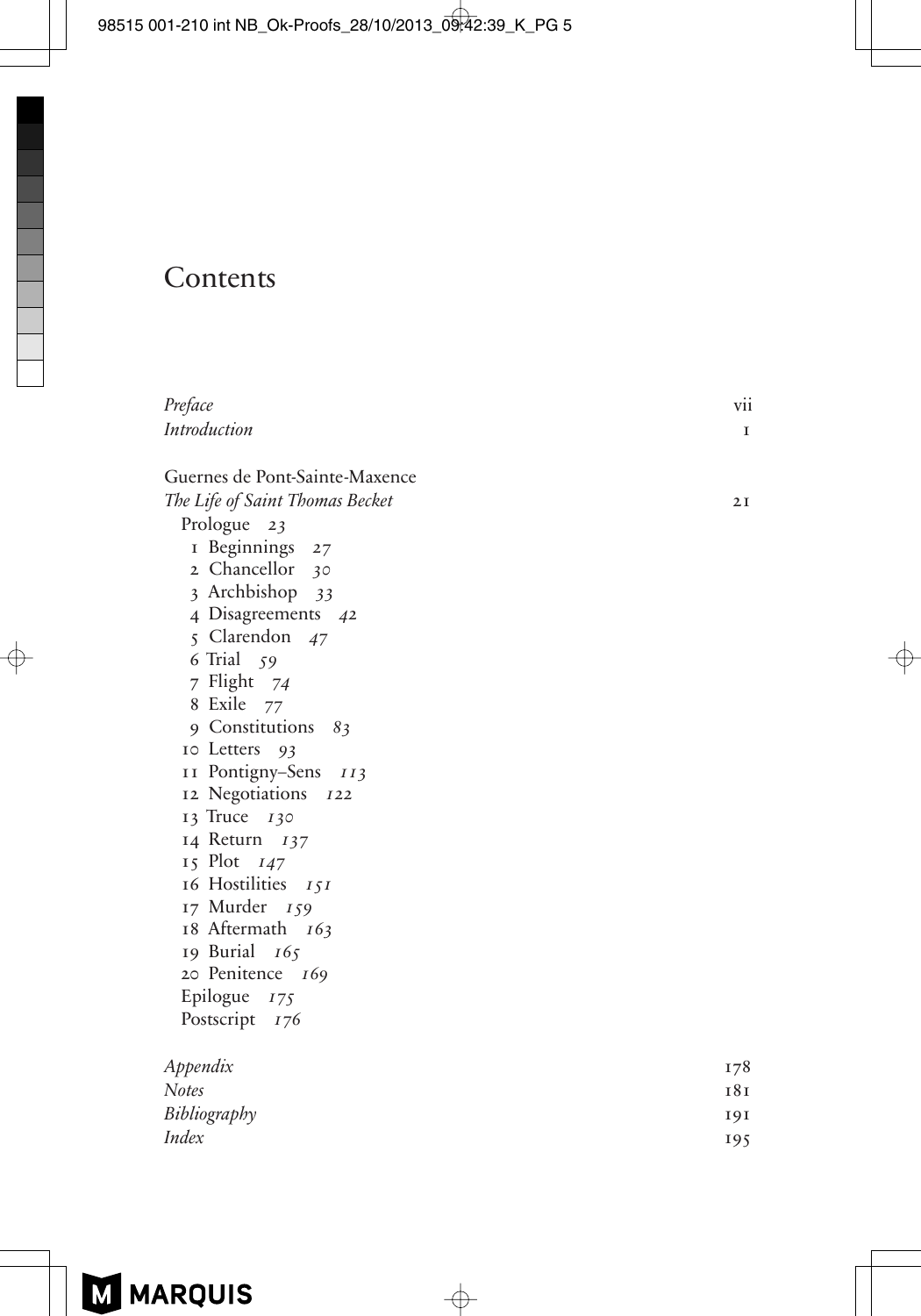# Contents

| | |
|---|---|
| *Preface* | vii |
| *Introduction* | 1 |

Guernes de Pont-Sainte-Maxence

*The Life of Saint Thomas Becket* — 21

- Prologue *23*
- 1 Beginnings *27*
- 2 Chancellor *30*
- 3 Archbishop *33*
- 4 Disagreements *42*
- 5 Clarendon *47*
- 6 Trial *59*
- 7 Flight *74*
- 8 Exile *77*
- 9 Constitutions *83*
- 10 Letters *93*
- 11 Pontigny–Sens *113*
- 12 Negotiations *122*
- 13 Truce *130*
- 14 Return *137*
- 15 Plot *147*
- 16 Hostilities *151*
- 17 Murder *159*
- 18 Aftermath *163*
- 19 Burial *165*
- 20 Penitence *169*
- Epilogue *175*
- Postscript *176*

| | |
|---|---|
| *Appendix* | 178 |
| *Notes* | 181 |
| *Bibliography* | 191 |
| *Index* | 195 |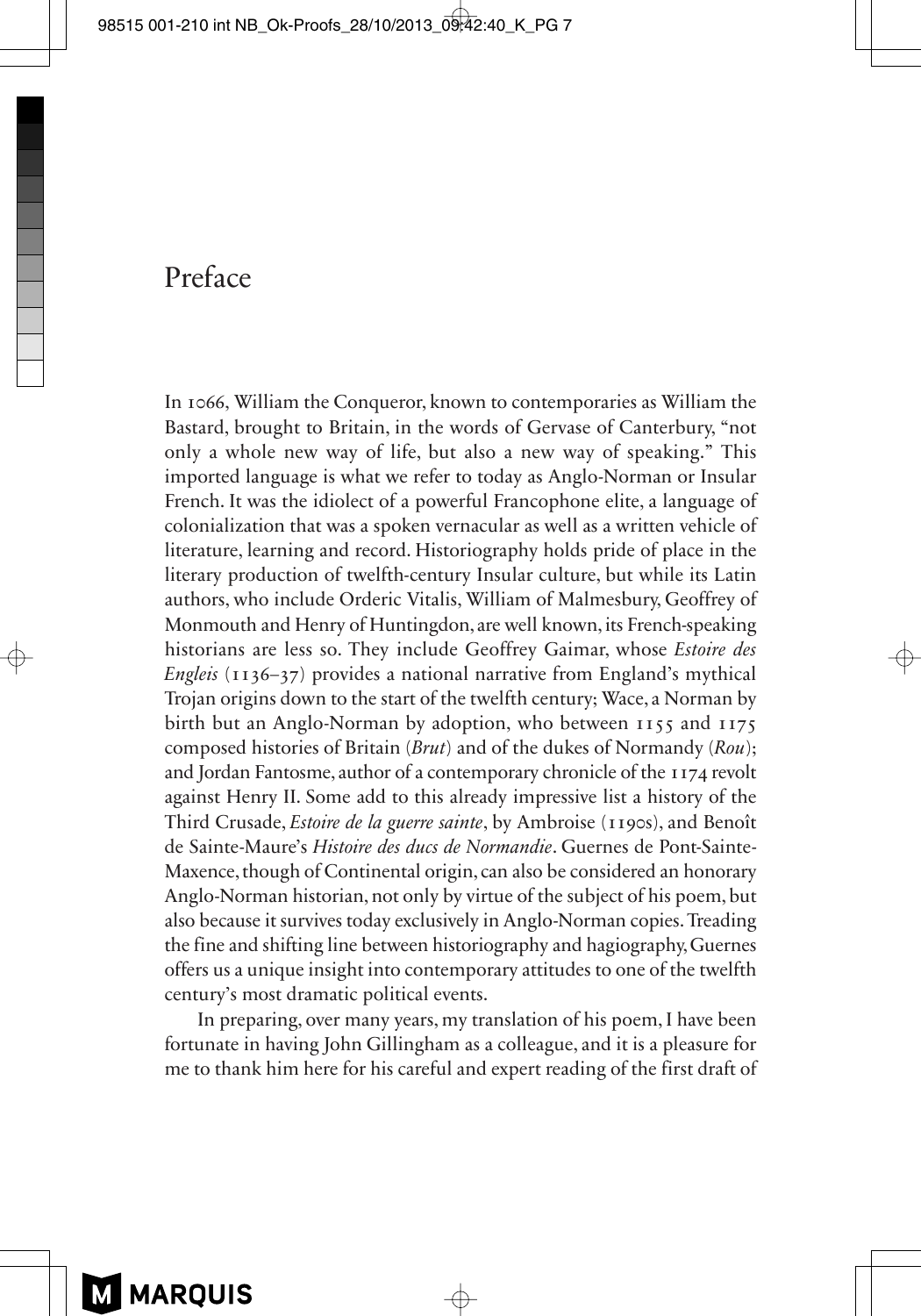# Preface

In 1066, William the Conqueror, known to contemporaries as William the Bastard, brought to Britain, in the words of Gervase of Canterbury, "not only a whole new way of life, but also a new way of speaking." This imported language is what we refer to today as Anglo-Norman or Insular French. It was the idiolect of a powerful Francophone elite, a language of colonialization that was a spoken vernacular as well as a written vehicle of literature, learning and record. Historiography holds pride of place in the literary production of twelfth-century Insular culture, but while its Latin authors, who include Orderic Vitalis, William of Malmesbury, Geoffrey of Monmouth and Henry of Huntingdon, are well known, its French-speaking historians are less so. They include Geoffrey Gaimar, whose *Estoire des Engleis* (1136–37) provides a national narrative from England's mythical Trojan origins down to the start of the twelfth century; Wace, a Norman by birth but an Anglo-Norman by adoption, who between 1155 and 1175 composed histories of Britain (*Brut*) and of the dukes of Normandy (*Rou*); and Jordan Fantosme, author of a contemporary chronicle of the 1174 revolt against Henry II. Some add to this already impressive list a history of the Third Crusade, *Estoire de la guerre sainte*, by Ambroise (1190s), and Benoît de Sainte-Maure's *Histoire des ducs de Normandie*. Guernes de Pont-Sainte-Maxence, though of Continental origin, can also be considered an honorary Anglo-Norman historian, not only by virtue of the subject of his poem, but also because it survives today exclusively in Anglo-Norman copies. Treading the fine and shifting line between historiography and hagiography, Guernes offers us a unique insight into contemporary attitudes to one of the twelfth century's most dramatic political events.

In preparing, over many years, my translation of his poem, I have been fortunate in having John Gillingham as a colleague, and it is a pleasure for me to thank him here for his careful and expert reading of the first draft of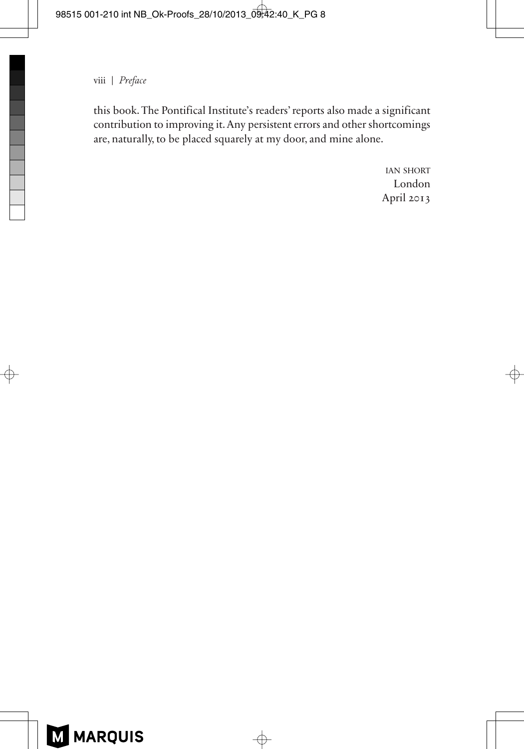this book. The Pontifical Institute's readers' reports also made a significant contribution to improving it. Any persistent errors and other shortcomings are, naturally, to be placed squarely at my door, and mine alone.

IAN SHORT  
London  
April 2013